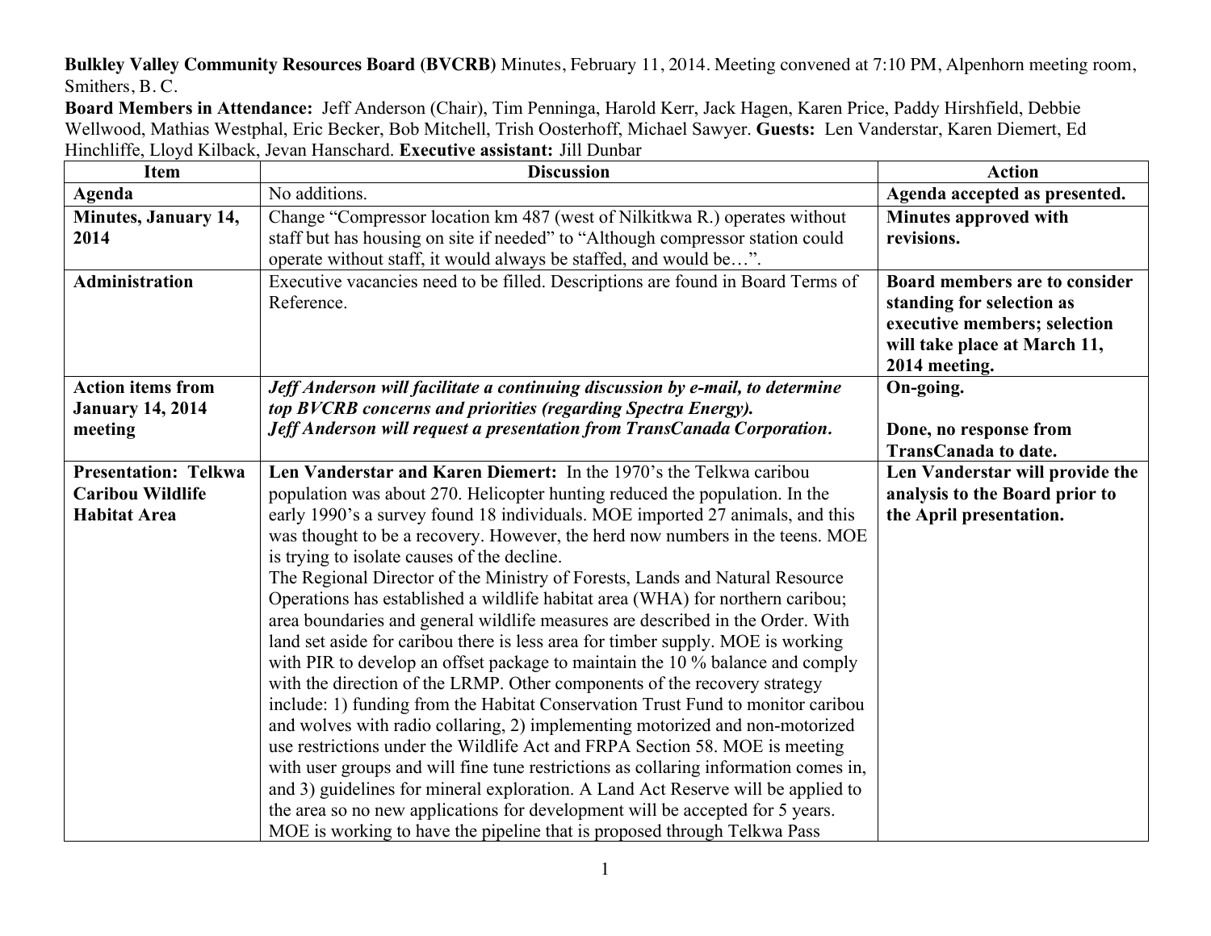**Bulkley Valley Community Resources Board (BVCRB)** Minutes, February 11, 2014. Meeting convened at 7:10 PM, Alpenhorn meeting room, Smithers, B. C.

**Board Members in Attendance:** Jeff Anderson (Chair), Tim Penninga, Harold Kerr, Jack Hagen, Karen Price, Paddy Hirshfield, Debbie Wellwood, Mathias Westphal, Eric Becker, Bob Mitchell, Trish Oosterhoff, Michael Sawyer. **Guests:** Len Vanderstar, Karen Diemert, Ed Hinchliffe, Lloyd Kilback, Jevan Hanschard. **Executive assistant:** Jill Dunbar

| Item | Discussion | Action |
|---|---|---|
| **Agenda** | No additions. | **Agenda accepted as presented.** |
| **Minutes, January 14, 2014** | Change "Compressor location km 487 (west of Nilkitkwa R.) operates without staff but has housing on site if needed" to "Although compressor station could operate without staff, it would always be staffed, and would be…". | **Minutes approved with revisions.** |
| **Administration** | Executive vacancies need to be filled. Descriptions are found in Board Terms of Reference. | **Board members are to consider standing for selection as executive members; selection will take place at March 11, 2014 meeting.** |
| **Action items from January 14, 2014 meeting** | ***Jeff Anderson will facilitate a continuing discussion by e-mail, to determine top BVCRB concerns and priorities (regarding Spectra Energy).*** <br> ***Jeff Anderson will request a presentation from TransCanada Corporation.*** | **On-going.** <br><br> **Done, no response from TransCanada to date.** |
| **Presentation: Telkwa Caribou Wildlife Habitat Area** | **Len Vanderstar and Karen Diemert:** In the 1970's the Telkwa caribou population was about 270. Helicopter hunting reduced the population. In the early 1990's a survey found 18 individuals. MOE imported 27 animals, and this was thought to be a recovery. However, the herd now numbers in the teens. MOE is trying to isolate causes of the decline. <br> The Regional Director of the Ministry of Forests, Lands and Natural Resource Operations has established a wildlife habitat area (WHA) for northern caribou; area boundaries and general wildlife measures are described in the Order. With land set aside for caribou there is less area for timber supply. MOE is working with PIR to develop an offset package to maintain the 10 % balance and comply with the direction of the LRMP. Other components of the recovery strategy include: 1) funding from the Habitat Conservation Trust Fund to monitor caribou and wolves with radio collaring, 2) implementing motorized and non-motorized use restrictions under the Wildlife Act and FRPA Section 58. MOE is meeting with user groups and will fine tune restrictions as collaring information comes in, and 3) guidelines for mineral exploration. A Land Act Reserve will be applied to the area so no new applications for development will be accepted for 5 years. MOE is working to have the pipeline that is proposed through Telkwa Pass | **Len Vanderstar will provide the analysis to the Board prior to the April presentation.** |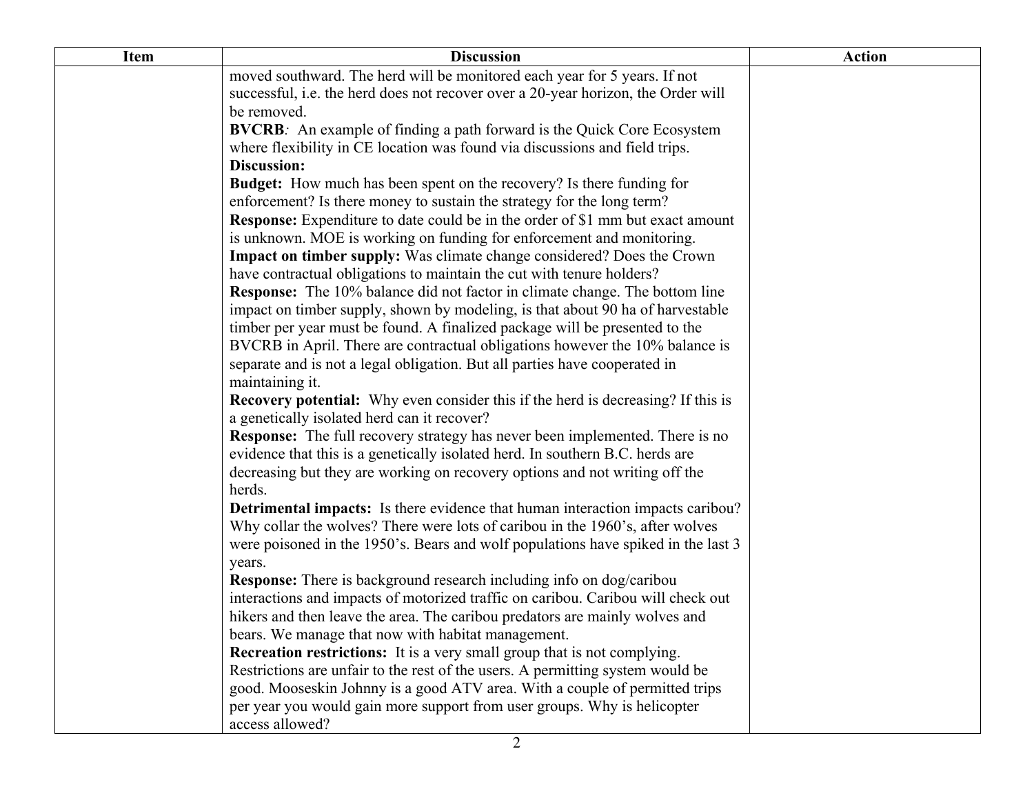| Item | Discussion | Action |
|---|---|---|
| | moved southward. The herd will be monitored each year for 5 years. If not successful, i.e. the herd does not recover over a 20-year horizon, the Order will be removed.<br>**BVCRB**: An example of finding a path forward is the Quick Core Ecosystem where flexibility in CE location was found via discussions and field trips.<br>**Discussion:**<br>**Budget:** How much has been spent on the recovery? Is there funding for enforcement? Is there money to sustain the strategy for the long term?<br>**Response:** Expenditure to date could be in the order of $1 mm but exact amount is unknown. MOE is working on funding for enforcement and monitoring.<br>**Impact on timber supply:** Was climate change considered? Does the Crown have contractual obligations to maintain the cut with tenure holders?<br>**Response:** The 10% balance did not factor in climate change. The bottom line impact on timber supply, shown by modeling, is that about 90 ha of harvestable timber per year must be found. A finalized package will be presented to the BVCRB in April. There are contractual obligations however the 10% balance is separate and is not a legal obligation. But all parties have cooperated in maintaining it.<br>**Recovery potential:** Why even consider this if the herd is decreasing? If this is a genetically isolated herd can it recover?<br>**Response:** The full recovery strategy has never been implemented. There is no evidence that this is a genetically isolated herd. In southern B.C. herds are decreasing but they are working on recovery options and not writing off the herds.<br>**Detrimental impacts:** Is there evidence that human interaction impacts caribou? Why collar the wolves? There were lots of caribou in the 1960's, after wolves were poisoned in the 1950's. Bears and wolf populations have spiked in the last 3 years.<br>**Response:** There is background research including info on dog/caribou interactions and impacts of motorized traffic on caribou. Caribou will check out hikers and then leave the area. The caribou predators are mainly wolves and bears. We manage that now with habitat management.<br>**Recreation restrictions:** It is a very small group that is not complying. Restrictions are unfair to the rest of the users. A permitting system would be good. Mooseskin Johnny is a good ATV area. With a couple of permitted trips per year you would gain more support from user groups. Why is helicopter access allowed? | |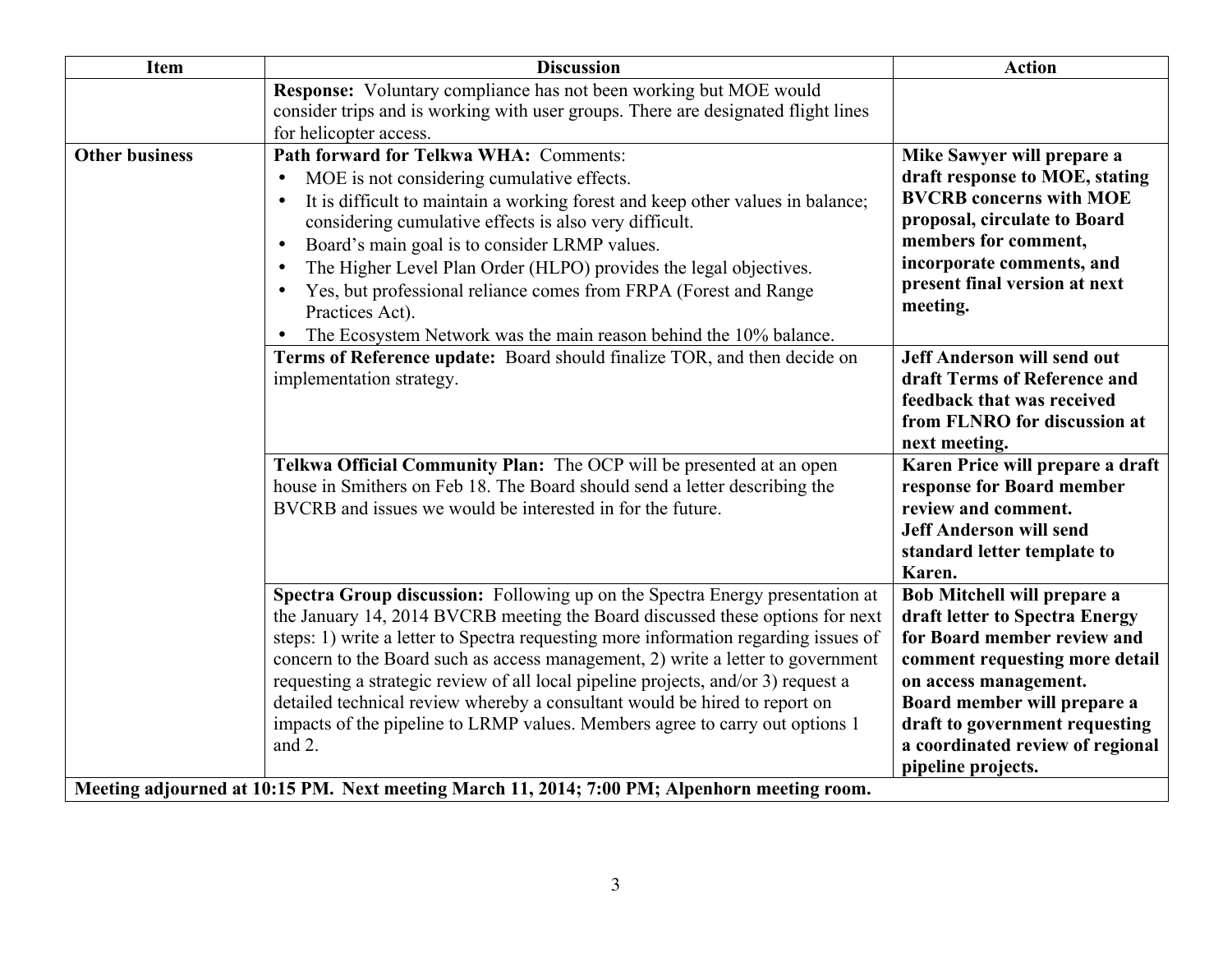| Item | Discussion | Action |
|---|---|---|
| | **Response:** Voluntary compliance has not been working but MOE would consider trips and is working with user groups. There are designated flight lines for helicopter access. | |
| **Other business** | **Path forward for Telkwa WHA:** Comments:<br>• MOE is not considering cumulative effects.<br>• It is difficult to maintain a working forest and keep other values in balance; considering cumulative effects is also very difficult.<br>• Board's main goal is to consider LRMP values.<br>• The Higher Level Plan Order (HLPO) provides the legal objectives.<br>• Yes, but professional reliance comes from FRPA (Forest and Range Practices Act).<br>• The Ecosystem Network was the main reason behind the 10% balance. | **Mike Sawyer will prepare a draft response to MOE, stating BVCRB concerns with MOE proposal, circulate to Board members for comment, incorporate comments, and present final version at next meeting.** |
| | **Terms of Reference update:** Board should finalize TOR, and then decide on implementation strategy. | **Jeff Anderson will send out draft Terms of Reference and feedback that was received from FLNRO for discussion at next meeting.** |
| | **Telkwa Official Community Plan:** The OCP will be presented at an open house in Smithers on Feb 18. The Board should send a letter describing the BVCRB and issues we would be interested in for the future. | **Karen Price will prepare a draft response for Board member review and comment.**<br>**Jeff Anderson will send standard letter template to Karen.** |
| | **Spectra Group discussion:** Following up on the Spectra Energy presentation at the January 14, 2014 BVCRB meeting the Board discussed these options for next steps: 1) write a letter to Spectra requesting more information regarding issues of concern to the Board such as access management, 2) write a letter to government requesting a strategic review of all local pipeline projects, and/or 3) request a detailed technical review whereby a consultant would be hired to report on impacts of the pipeline to LRMP values. Members agree to carry out options 1 and 2. | **Bob Mitchell will prepare a draft letter to Spectra Energy for Board member review and comment requesting more detail on access management.**<br>**Board member will prepare a draft to government requesting a coordinated review of regional pipeline projects.** |
| **Meeting adjourned at 10:15 PM. Next meeting March 11, 2014; 7:00 PM; Alpenhorn meeting room.** | | |